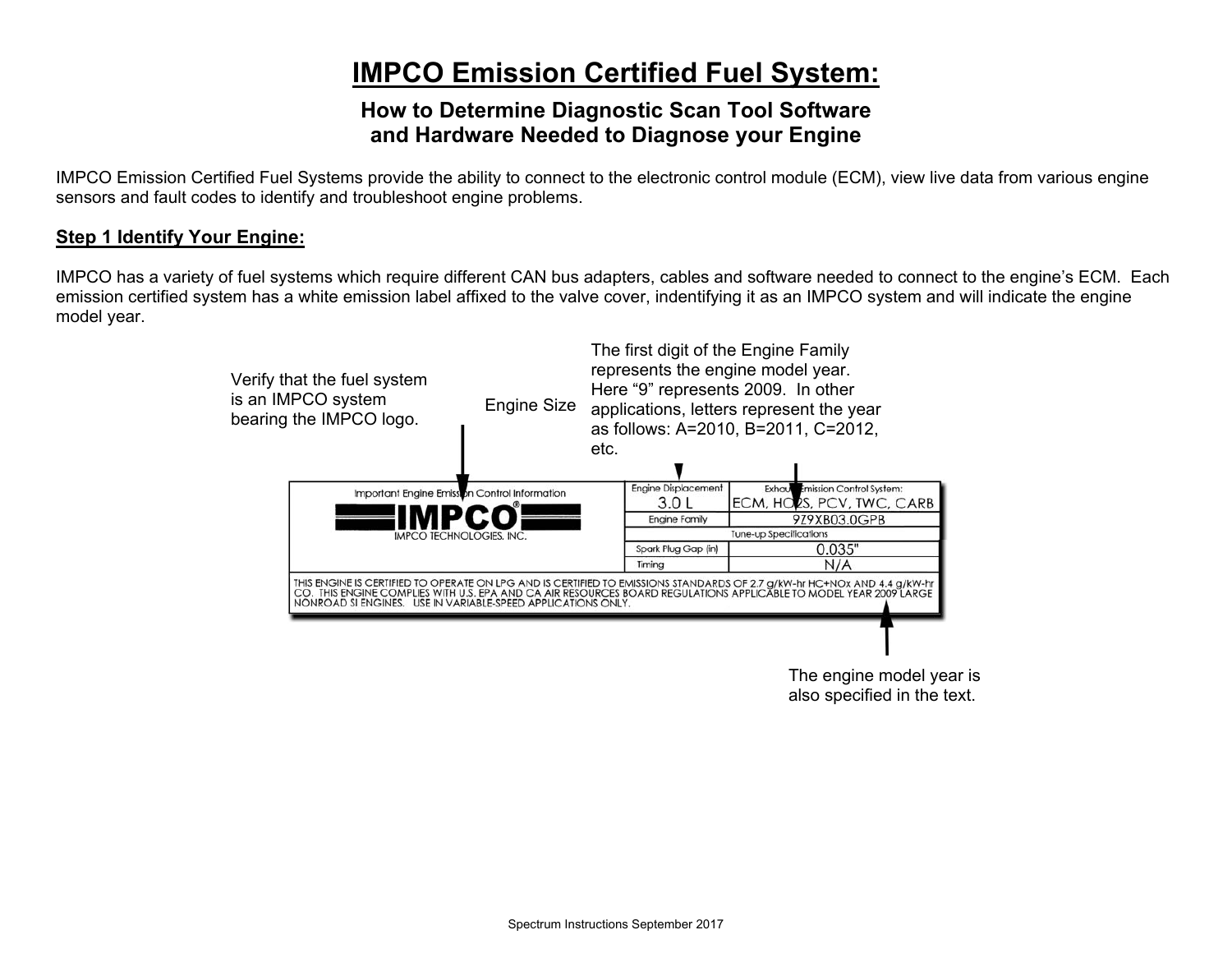# IMPCO Emission Certified Fuel System:

## How to Determine Diagnostic Scan Tool Software and Hardware Needed to Diagnose your Engine

IMPCO Emission Certified Fuel Systems provide the ability to connect to the electronic control module (ECM), view live data from various engine sensors and fault codes to identify and troubleshoot engine problems.

**Step 1 Identify Your Engine:**

IMPCO has a variety of fuel systems which require different CAN bus adapters, cables and software needed to connect to the engine's ECM. Each emission certified system has a white emission label affixed to the valve cover, indentifying it as an IMPCO system and will indicate the engine model year.

Verify that the fuel system is an IMPCO system bearing the IMPCO logo.

Engine Size

The first digit of the Engine Family represents the engine model year. Here "9" represents 2009. In other applications, letters represent the year as follows: A=2010, B=2011, C=2012, etc.

| Important Engine Emission Control Information | Engine Displacement | Exhaust Emission Control System: |
|---|---|---|
| IMPCO® IMPCO TECHNOLOGIES, INC. | 3.0 L | ECM, HO2S, PCV, TWC, CARB |
| | Engine Family | 9Z9XB03.0GPB |
| | Tune-up Specifications | |
| | Spark Plug Gap (in) | 0.035" |
| | Timing | N/A |

THIS ENGINE IS CERTIFIED TO OPERATE ON LPG AND IS CERTIFIED TO EMISSIONS STANDARDS OF 2.7 g/kW-hr HC+NOx AND 4.4 g/kW-hr CO. THIS ENGINE COMPLIES WITH U.S. EPA AND CA AIR RESOURCES BOARD REGULATIONS APPLICABLE TO MODEL YEAR 2009 LARGE NONROAD SI ENGINES. USE IN VARIABLE-SPEED APPLICATIONS ONLY.

The engine model year is also specified in the text.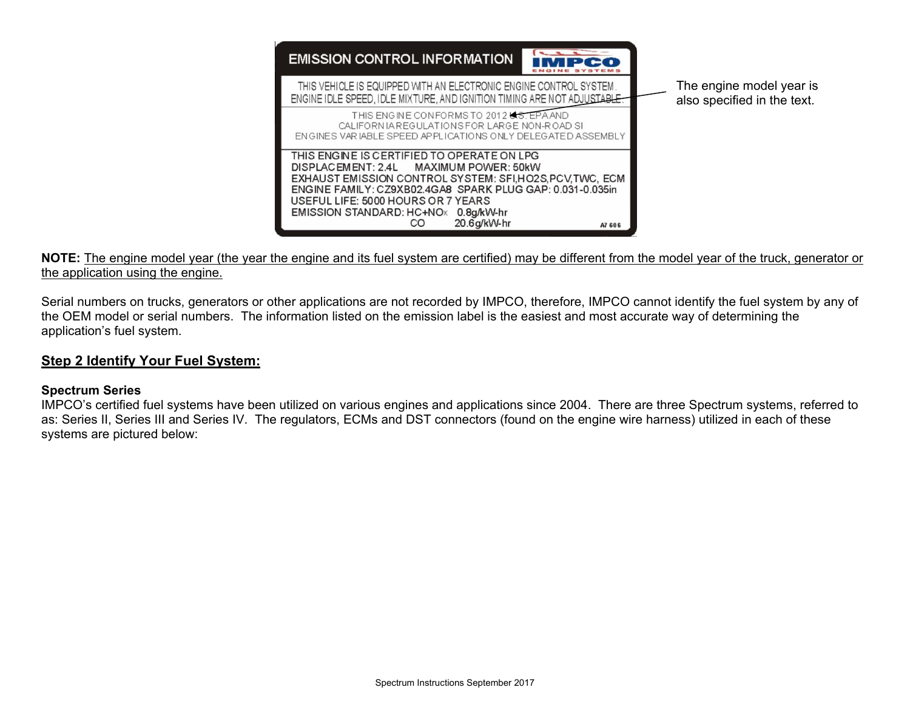EMISSION CONTROL INFORMATION

IMPCO ENGINE SYSTEMS

THIS VEHICLE IS EQUIPPED WITH AN ELECTRONIC ENGINE CONTROL SYSTEM.
ENGINE IDLE SPEED, IDLE MIXTURE, AND IGNITION TIMING ARE NOT ADJUSTABLE.

THIS ENGINE CONFORMS TO 2012 U.S. EPA AND
CALIFORNIA REGULATIONS FOR LARGE NON-ROAD SI
ENGINES VARIABLE SPEED APPLICATIONS ONLY DELEGATED ASSEMBLY

THIS ENGINE IS CERTIFIED TO OPERATE ON LPG
DISPLACEMENT: 2.4L MAXIMUM POWER: 50kW
EXHAUST EMISSION CONTROL SYSTEM: SFI,HO2S,PCV,TWC, ECM
ENGINE FAMILY: CZ9XB02.4GA8 SPARK PLUG GAP: 0.031-0.035in
USEFUL LIFE: 5000 HOURS OR 7 YEARS
EMISSION STANDARD: $HC+NO_x$ 0.8g/kW-hr
CO 20.6g/kW-hr

A7 606

The engine model year is also specified in the text.

**NOTE:** The engine model year (the year the engine and its fuel system are certified) may be different from the model year of the truck, generator or the application using the engine.

Serial numbers on trucks, generators or other applications are not recorded by IMPCO, therefore, IMPCO cannot identify the fuel system by any of the OEM model or serial numbers. The information listed on the emission label is the easiest and most accurate way of determining the application's fuel system.

## Step 2 Identify Your Fuel System:

### Spectrum Series

IMPCO's certified fuel systems have been utilized on various engines and applications since 2004. There are three Spectrum systems, referred to as: Series II, Series III and Series IV. The regulators, ECMs and DST connectors (found on the engine wire harness) utilized in each of these systems are pictured below: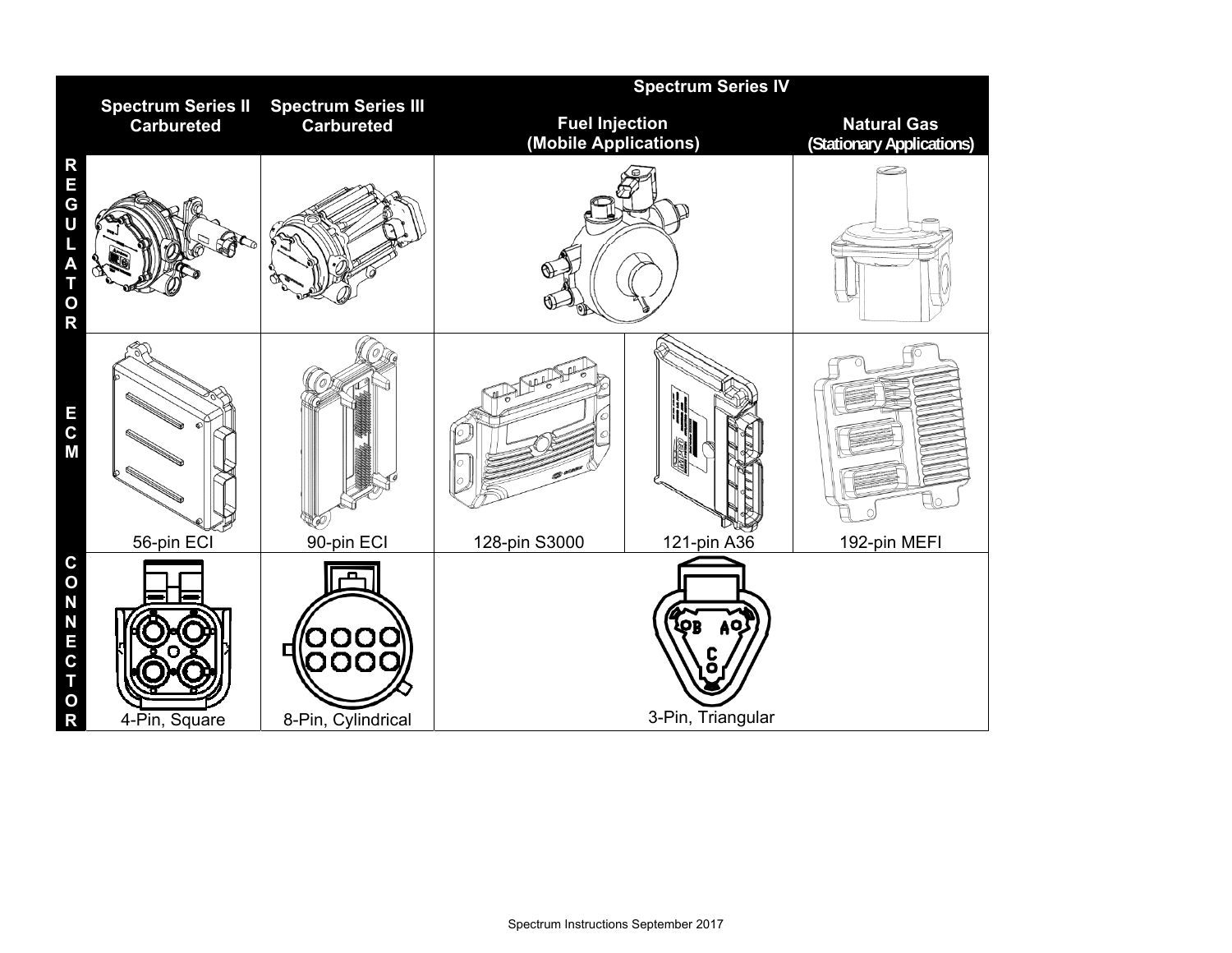| | Spectrum Series II Carbureted | Spectrum Series III Carbureted | Spectrum Series IV Fuel Injection (Mobile Applications) | | Spectrum Series IV Natural Gas (Stationary Applications) |
|---|---|---|---|---|---|
| REGULATOR | | | | | |
| ECM | 56-pin ECI | 90-pin ECI | 128-pin S3000 | 121-pin A36 | 192-pin MEFI |
| CONNECTOR | 4-Pin, Square | 8-Pin, Cylindrical | 3-Pin, Triangular | | |

Spectrum Instructions September 2017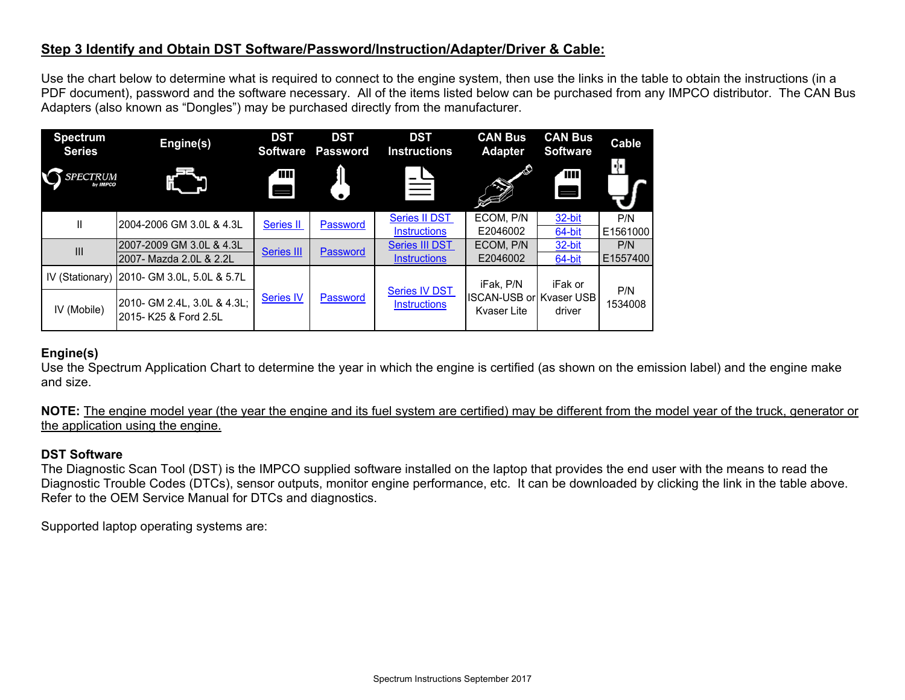## Step 3 Identify and Obtain DST Software/Password/Instruction/Adapter/Driver & Cable:

Use the chart below to determine what is required to connect to the engine system, then use the links in the table to obtain the instructions (in a PDF document), password and the software necessary. All of the items listed below can be purchased from any IMPCO distributor. The CAN Bus Adapters (also known as "Dongles") may be purchased directly from the manufacturer.

| Spectrum Series | Engine(s) | DST Software | DST Password | DST Instructions | CAN Bus Adapter | CAN Bus Software | Cable |
|---|---|---|---|---|---|---|---|
| II | 2004-2006 GM 3.0L & 4.3L | Series II | Password | Series II DST Instructions | ECOM, P/N E2046002 | 32-bit<br>64-bit | P/N E1561000 |
| III | 2007-2009 GM 3.0L & 4.3L<br>2007- Mazda 2.0L & 2.2L | Series III | Password | Series III DST Instructions | ECOM, P/N E2046002 | 32-bit<br>64-bit | P/N E1557400 |
| IV (Stationary) | 2010- GM 3.0L, 5.0L & 5.7L | Series IV | Password | Series IV DST Instructions | iFak, P/N ISCAN-USB or Kvaser Lite | iFak or Kvaser USB driver | P/N 1534008 |
| IV (Mobile) | 2010- GM 2.4L, 3.0L & 4.3L;<br>2015- K25 & Ford 2.5L | | | | | | |

**Engine(s)**
Use the Spectrum Application Chart to determine the year in which the engine is certified (as shown on the emission label) and the engine make and size.

**NOTE:** The engine model year (the year the engine and its fuel system are certified) may be different from the model year of the truck, generator or the application using the engine.

**DST Software**
The Diagnostic Scan Tool (DST) is the IMPCO supplied software installed on the laptop that provides the end user with the means to read the Diagnostic Trouble Codes (DTCs), sensor outputs, monitor engine performance, etc. It can be downloaded by clicking the link in the table above. Refer to the OEM Service Manual for DTCs and diagnostics.

Supported laptop operating systems are: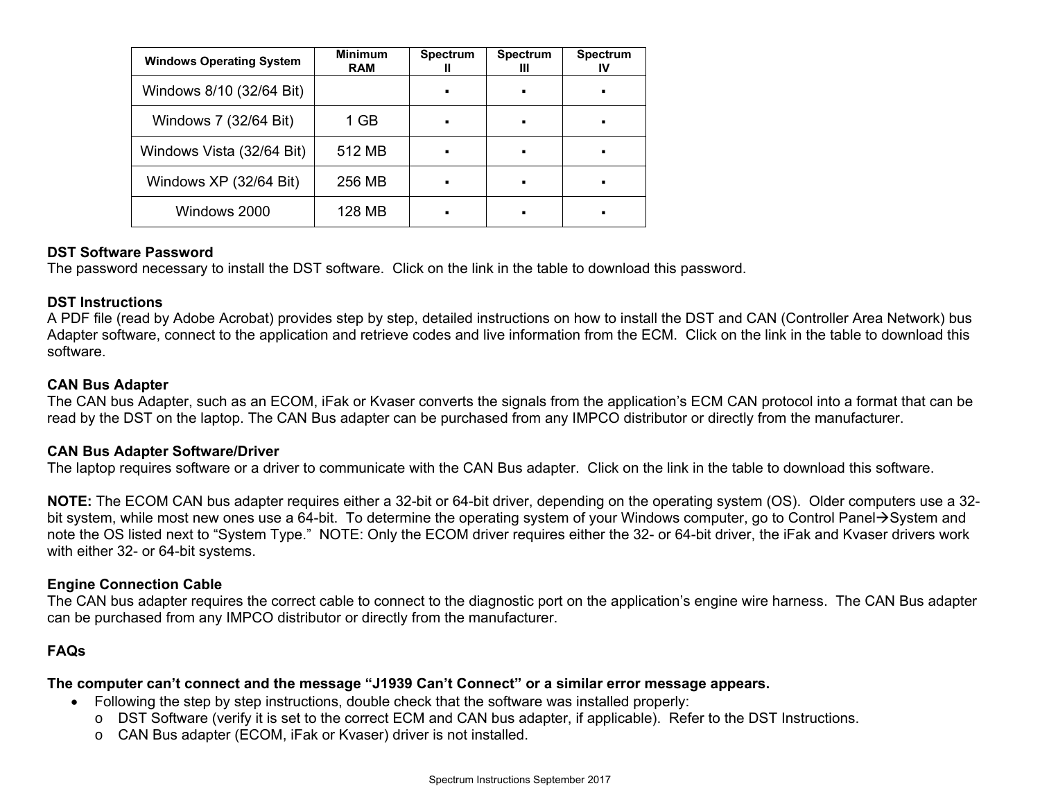| Windows Operating System | Minimum RAM | Spectrum II | Spectrum III | Spectrum IV |
|---|---|---|---|---|
| Windows 8/10 (32/64 Bit) | | ▪ | ▪ | ▪ |
| Windows 7 (32/64 Bit) | 1 GB | ▪ | ▪ | ▪ |
| Windows Vista (32/64 Bit) | 512 MB | ▪ | ▪ | ▪ |
| Windows XP (32/64 Bit) | 256 MB | ▪ | ▪ | ▪ |
| Windows 2000 | 128 MB | ▪ | ▪ | ▪ |

**DST Software Password**
The password necessary to install the DST software. Click on the link in the table to download this password.

**DST Instructions**
A PDF file (read by Adobe Acrobat) provides step by step, detailed instructions on how to install the DST and CAN (Controller Area Network) bus Adapter software, connect to the application and retrieve codes and live information from the ECM. Click on the link in the table to download this software.

**CAN Bus Adapter**
The CAN bus Adapter, such as an ECOM, iFak or Kvaser converts the signals from the application's ECM CAN protocol into a format that can be read by the DST on the laptop. The CAN Bus adapter can be purchased from any IMPCO distributor or directly from the manufacturer.

**CAN Bus Adapter Software/Driver**
The laptop requires software or a driver to communicate with the CAN Bus adapter. Click on the link in the table to download this software.

**NOTE:** The ECOM CAN bus adapter requires either a 32-bit or 64-bit driver, depending on the operating system (OS). Older computers use a 32-bit system, while most new ones use a 64-bit. To determine the operating system of your Windows computer, go to Control Panel→System and note the OS listed next to "System Type." NOTE: Only the ECOM driver requires either the 32- or 64-bit driver, the iFak and Kvaser drivers work with either 32- or 64-bit systems.

**Engine Connection Cable**
The CAN bus adapter requires the correct cable to connect to the diagnostic port on the application's engine wire harness. The CAN Bus adapter can be purchased from any IMPCO distributor or directly from the manufacturer.

**FAQs**

**The computer can't connect and the message "J1939 Can't Connect" or a similar error message appears.**

- Following the step by step instructions, double check that the software was installed properly:
  - DST Software (verify it is set to the correct ECM and CAN bus adapter, if applicable). Refer to the DST Instructions.
  - CAN Bus adapter (ECOM, iFak or Kvaser) driver is not installed.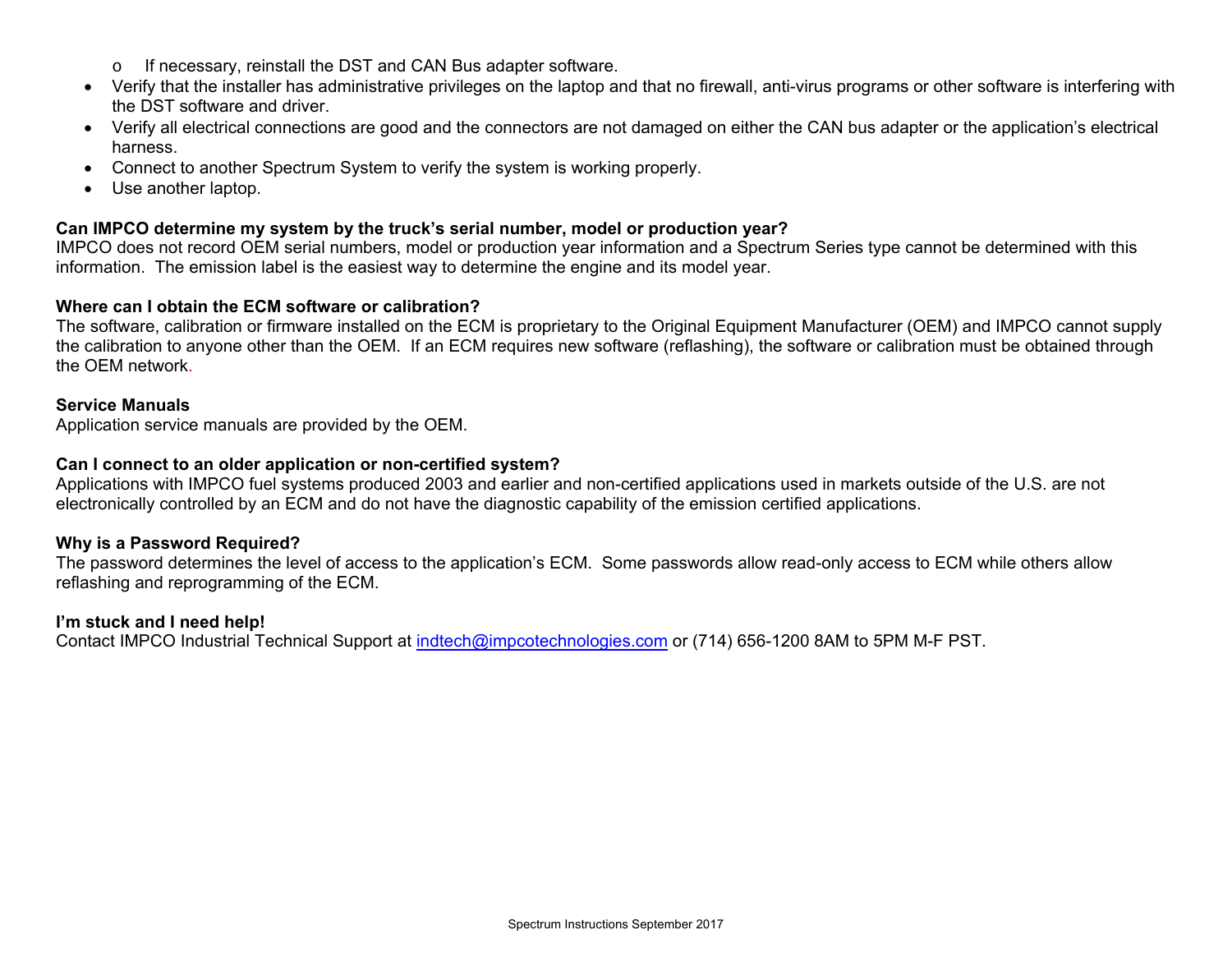- If necessary, reinstall the DST and CAN Bus adapter software.

- Verify that the installer has administrative privileges on the laptop and that no firewall, anti-virus programs or other software is interfering with the DST software and driver.
- Verify all electrical connections are good and the connectors are not damaged on either the CAN bus adapter or the application's electrical harness.
- Connect to another Spectrum System to verify the system is working properly.
- Use another laptop.

**Can IMPCO determine my system by the truck's serial number, model or production year?**
IMPCO does not record OEM serial numbers, model or production year information and a Spectrum Series type cannot be determined with this information. The emission label is the easiest way to determine the engine and its model year.

**Where can I obtain the ECM software or calibration?**
The software, calibration or firmware installed on the ECM is proprietary to the Original Equipment Manufacturer (OEM) and IMPCO cannot supply the calibration to anyone other than the OEM. If an ECM requires new software (reflashing), the software or calibration must be obtained through the OEM network.

**Service Manuals**
Application service manuals are provided by the OEM.

**Can I connect to an older application or non-certified system?**
Applications with IMPCO fuel systems produced 2003 and earlier and non-certified applications used in markets outside of the U.S. are not electronically controlled by an ECM and do not have the diagnostic capability of the emission certified applications.

**Why is a Password Required?**
The password determines the level of access to the application's ECM. Some passwords allow read-only access to ECM while others allow reflashing and reprogramming of the ECM.

**I'm stuck and I need help!**
Contact IMPCO Industrial Technical Support at indtech@impcotechnologies.com or (714) 656-1200 8AM to 5PM M-F PST.